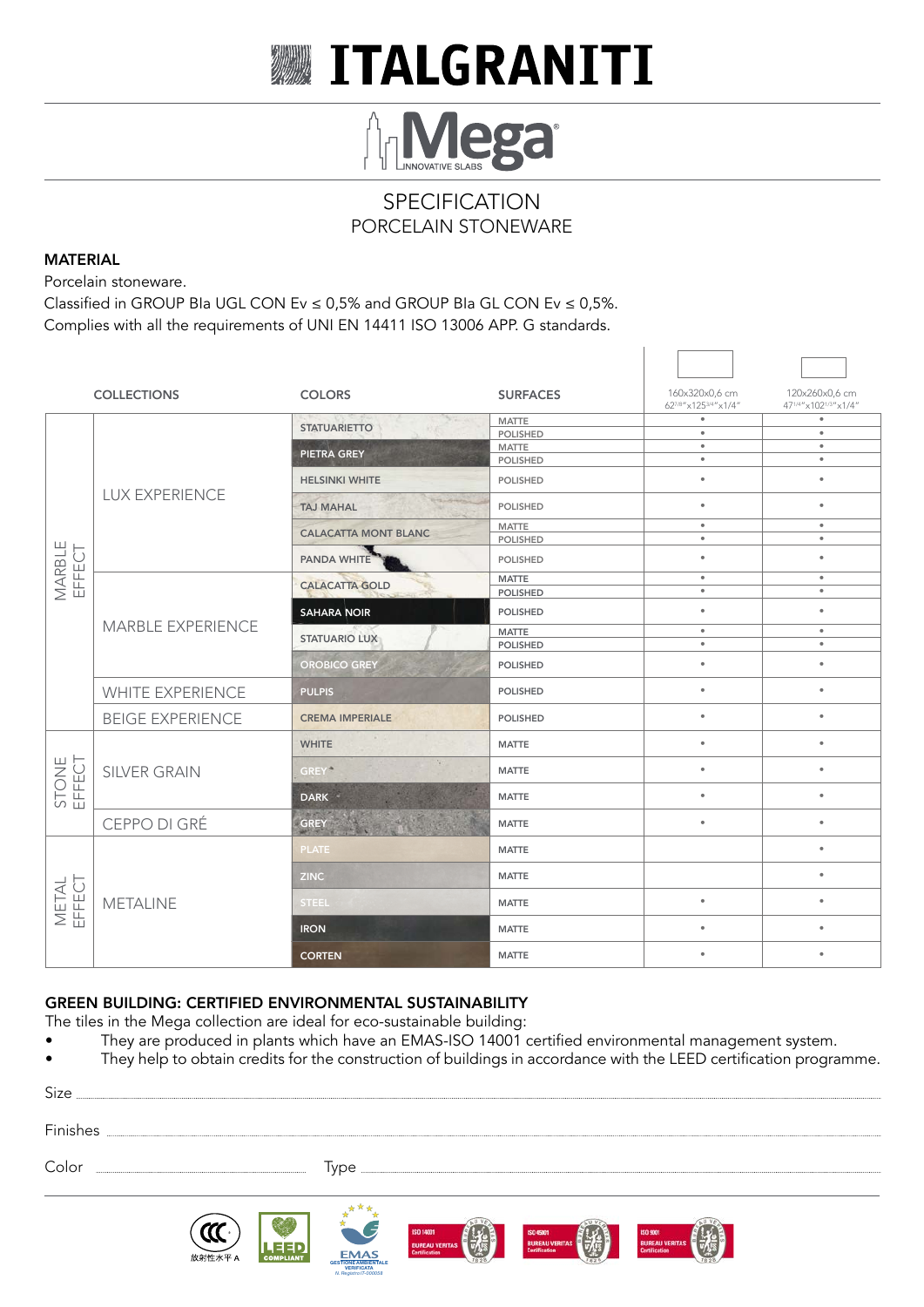# ITALGRANITI

## Mega®
INNOVATIVE SLABS

## SPECIFICATION
PORCELAIN STONEWARE

**MATERIAL**

Porcelain stoneware.
Classified in GROUP BIa UGL CON Ev ≤ 0,5% and GROUP BIa GL CON Ev ≤ 0,5%.
Complies with all the requirements of UNI EN 14411 ISO 13006 APP. G standards.

| | COLLECTIONS | COLORS | SURFACES | 160x320x0,6 cm 62[7/8]"x125[3/4]"x1/4" | 120x260x0,6 cm 47[1/4]"x102[1/3]"x1/4" |
|---|---|---|---|---|---|
| MARBLE EFFECT | LUX EXPERIENCE | STATUARIETTO | MATTE | • | • |
| | | | POLISHED | • | • |
| | | PIETRA GREY | MATTE | • | • |
| | | | POLISHED | • | • |
| | | HELSINKI WHITE | POLISHED | • | • |
| | | TAJ MAHAL | POLISHED | • | • |
| | | CALACATTA MONT BLANC | MATTE | • | • |
| | | | POLISHED | • | • |
| | | PANDA WHITE | POLISHED | • | • |
| | MARBLE EXPERIENCE | CALACATTA GOLD | MATTE | • | • |
| | | | POLISHED | • | • |
| | | SAHARA NOIR | POLISHED | • | • |
| | | STATUARIO LUX | MATTE | • | • |
| | | | POLISHED | • | • |
| | | OROBICO GREY | POLISHED | • | • |
| | WHITE EXPERIENCE | PULPIS | POLISHED | • | • |
| | BEIGE EXPERIENCE | CREMA IMPERIALE | POLISHED | • | • |
| STONE EFFECT | SILVER GRAIN | WHITE | MATTE | • | • |
| | | GREY | MATTE | • | • |
| | | DARK | MATTE | • | • |
| | CEPPO DI GRÉ | GREY | MATTE | • | • |
| METAL EFFECT | METALINE | PLATE | MATTE | | • |
| | | ZINC | MATTE | | • |
| | | STEEL | MATTE | • | • |
| | | IRON | MATTE | • | • |
| | | CORTEN | MATTE | • | • |

**GREEN BUILDING: CERTIFIED ENVIRONMENTAL SUSTAINABILITY**

The tiles in the Mega collection are ideal for eco-sustainable building:

- They are produced in plants which have an EMAS-ISO 14001 certified environmental management system.
- They help to obtain credits for the construction of buildings in accordance with the LEED certification programme.

Size ..........................................................................

Finishes ..........................................................................

Color .................................... Type ....................................

放射性水平 A · LEED COMPLIANT · EMAS GESTIONE AMBIENTALE VERIFICATA N. Registro I7-000058 · ISO 14001 BUREAU VERITAS Certification · ISO 45001 BUREAU VERITAS Certification · ISO 9001 BUREAU VERITAS Certification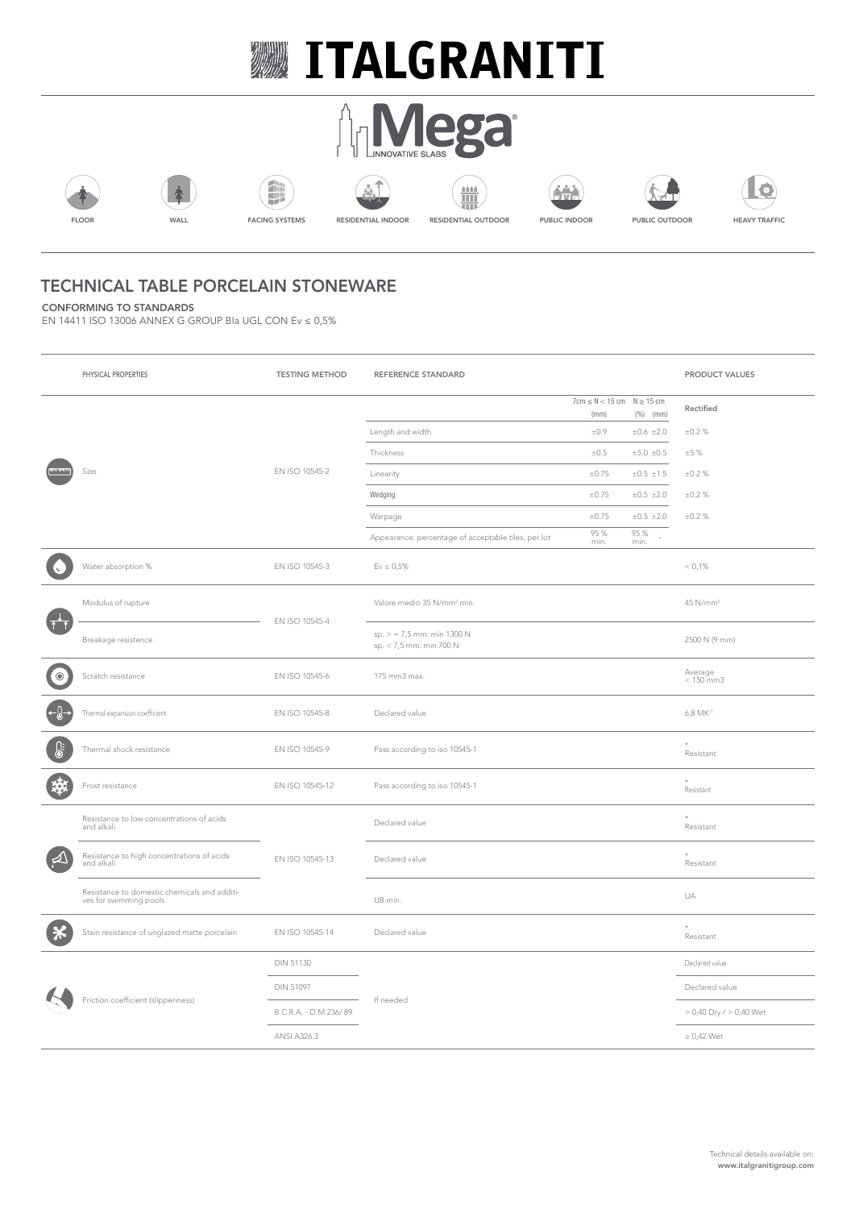# ITALGRANITI

## Mega

INNOVATIVE SLABS

FLOOR | WALL | FACING SYSTEMS | RESIDENTIAL INDOOR | RESIDENTIAL OUTDOOR | PUBLIC INDOOR | PUBLIC OUTDOOR | HEAVY TRAFFIC

## TECHNICAL TABLE PORCELAIN STONEWARE

**CONFORMING TO STANDARDS**

EN 14411 ISO 13006 ANNEX G GROUP BIa UGL CON Ev ≤ 0,5%

| PHYSICAL PROPERTIES | TESTING METHOD | REFERENCE STANDARD | 7cm ≤ N < 15 cm (mm) | N ≥ 15 cm (%) | N ≥ 15 cm (mm) | PRODUCT VALUES Rectified |
|---|---|---|---|---|---|---|
| Sizes | EN ISO 10545-2 | Length and width | ±0.9 | ±0.6 | ±2.0 | ±0.2 % |
| | | Thickness | ±0.5 | ±5.0 | ±0.5 | ±5 % |
| | | Linearity | ±0.75 | ±0.5 | ±1.5 | ±0.2 % |
| | | Wedging | ±0.75 | ±0.5 | ±2.0 | ±0.2 % |
| | | Warpage | ±0.75 | ±0.5 | ±2.0 | ±0.2 % |
| | | Appearance: percentage of acceptable tiles, per lot | 95 % min. | 95 % min. | - | |
| Water absorption % | EN ISO 10545-3 | Ev ≤ 0,5% | | | | < 0,1% |
| Modulus of rupture | EN ISO 10545-4 | Valore medio 35 N/mm² min. | | | | 45 N/mm² |
| Breakage resistence | | sp. > = 7,5 mm: min 1300 N<br>sp. < 7,5 mm: min 700 N | | | | 2500 N (9 mm) |
| Scratch resistance | EN ISO 10545-6 | 175 mm3 max. | | | | Average < 150 mm3 |
| Thermal expansion coefficient | EN ISO 10545-8 | Declared value | | | | 6,8 MK⁻¹ |
| Thermal shock resistance | EN ISO 10545-9 | Pass according to iso 10545-1 | | | | * Resistant |
| Frost resistance | EN ISO 10545-12 | Pass according to iso 10545-1 | | | | * Resistant |
| Resistance to low concentrations of acids and alkali | EN ISO 10545-13 | Declared value | | | | * Resistant |
| Resistance to high concentrations of acids and alkali | | Declared value | | | | * Resistant |
| Resistance to domestic chemicals and additives for swimming pools | | UB min. | | | | UA |
| Stain resistance of unglazed matte porcelain | EN ISO 10545-14 | Declared value | | | | * Resistant |
| Friction coefficient (slipperiness) | DIN 51130 | If needed | | | | Declared value |
| | DIN 51097 | | | | | Declared value |
| | B.C.R.A. - D.M.236/ 89 | | | | | > 0,40 Dry / > 0,40 Wet |
| | ANSI A326.3 | | | | | ≥ 0,42 Wet |

Technical details available on:
**www.italgranitigroup.com**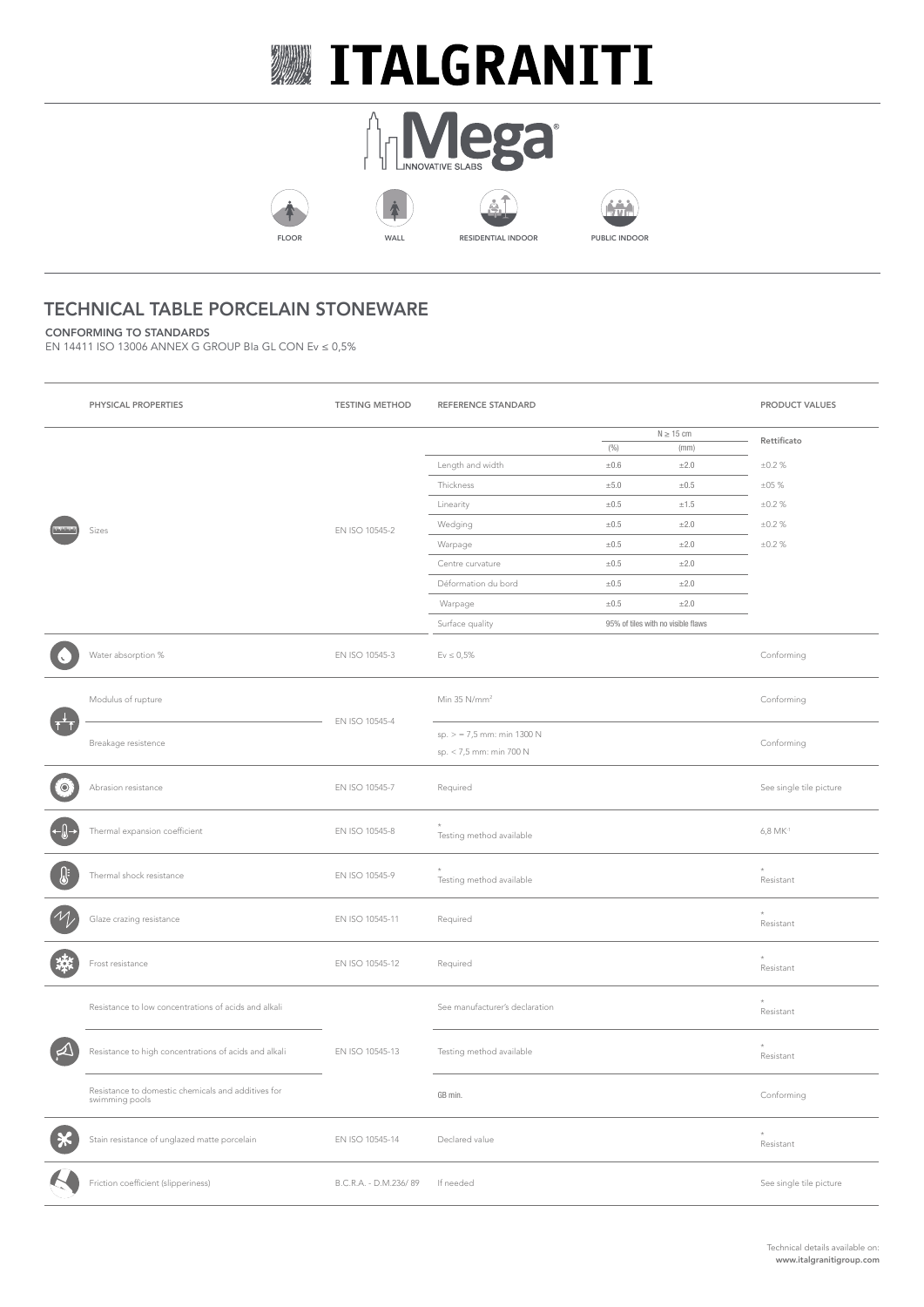# ITALGRANITI

Mega®

INNOVATIVE SLABS

FLOOR WALL RESIDENTIAL INDOOR PUBLIC INDOOR

## TECHNICAL TABLE PORCELAIN STONEWARE

**CONFORMING TO STANDARDS**

EN 14411 ISO 13006 ANNEX G GROUP BIa GL CON Ev ≤ 0,5%

| PHYSICAL PROPERTIES | TESTING METHOD | REFERENCE STANDARD | | | PRODUCT VALUES |
|---|---|---|---|---|---|
| | | | N ≥ 15 cm | | Rettificato |
| | | | (%) | (mm) | |
| Sizes | EN ISO 10545-2 | Length and width | ±0.6 | ±2.0 | ±0.2 % |
| | | Thickness | ±5.0 | ±0.5 | ±05 % |
| | | Linearity | ±0.5 | ±1.5 | ±0.2 % |
| | | Wedging | ±0.5 | ±2.0 | ±0.2 % |
| | | Warpage | ±0.5 | ±2.0 | ±0.2 % |
| | | Centre curvature | ±0.5 | ±2.0 | |
| | | Déformation du bord | ±0.5 | ±2.0 | |
| | | Warpage | ±0.5 | ±2.0 | |
| | | Surface quality | 95% of tiles with no visible flaws | | |
| Water absorption % | EN ISO 10545-3 | Ev ≤ 0,5% | | | Conforming |
| Modulus of rupture | EN ISO 10545-4 | Min 35 N/mm² | | | Conforming |
| Breakage resistence | | sp. > = 7,5 mm: min 1300 N<br>sp. < 7,5 mm: min 700 N | | | Conforming |
| Abrasion resistance | EN ISO 10545-7 | Required | | | See single tile picture |
| Thermal expansion coefficient | EN ISO 10545-8 | * Testing method available | | | 6,8 MK⁻¹ |
| Thermal shock resistance | EN ISO 10545-9 | * Testing method available | | | * Resistant |
| Glaze crazing resistance | EN ISO 10545-11 | Required | | | * Resistant |
| Frost resistance | EN ISO 10545-12 | Required | | | * Resistant |
| Resistance to low concentrations of acids and alkali | EN ISO 10545-13 | See manufacturer's declaration | | | * Resistant |
| Resistance to high concentrations of acids and alkali | | Testing method available | | | * Resistant |
| Resistance to domestic chemicals and additives for swimming pools | | GB min. | | | Conforming |
| Stain resistance of unglazed matte porcelain | EN ISO 10545-14 | Declared value | | | * Resistant |
| Friction coefficient (slipperiness) | B.C.R.A. - D.M.236/ 89 | If needed | | | See single tile picture |

Technical details available on:
**www.italgranitigroup.com**